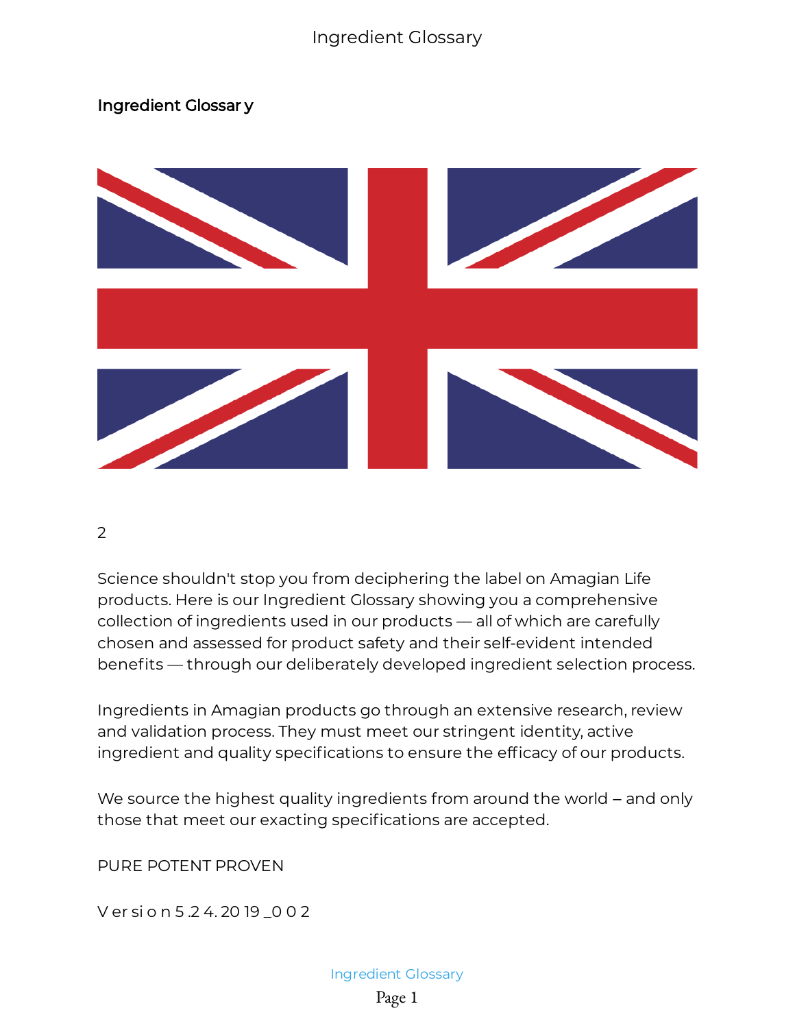# Ingredient Glossary

2

Science shouldn't stop you from deciphering the label on Amagian Life products. Here is our Ingredient Glossary showing you a comprehensive collection of ingredients used in our products — all of which are carefully chosen and assessed for product safety and their self-evident intended benefits — through our deliberately developed ingredient selection process.

Ingredients in Amagian products go through an extensive research, review and validation process. They must meet our stringent identity, active ingredient and quality specifications to ensure the efficacy of our products.

We source the highest quality ingredients from around the world – and only those that meet our exacting specifications are accepted.

PURE POTENT PROVEN

Version 5.24.2019_002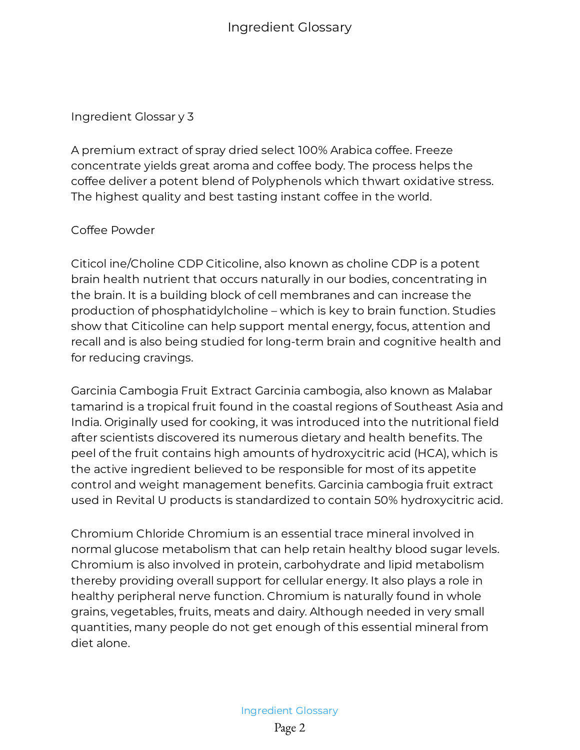Ingredient Glossar y 3

A premium extract of spray dried select 100% Arabica coffee. Freeze concentrate yields great aroma and coffee body. The process helps the coffee deliver a potent blend of Polyphenols which thwart oxidative stress. The highest quality and best tasting instant coffee in the world.

Coffee Powder

Citicol ine/Choline CDP Citicoline, also known as choline CDP is a potent brain health nutrient that occurs naturally in our bodies, concentrating in the brain. It is a building block of cell membranes and can increase the production of phosphatidylcholine – which is key to brain function. Studies show that Citicoline can help support mental energy, focus, attention and recall and is also being studied for long-term brain and cognitive health and for reducing cravings.

Garcinia Cambogia Fruit Extract Garcinia cambogia, also known as Malabar tamarind is a tropical fruit found in the coastal regions of Southeast Asia and India. Originally used for cooking, it was introduced into the nutritional field after scientists discovered its numerous dietary and health benefits. The peel of the fruit contains high amounts of hydroxycitric acid (HCA), which is the active ingredient believed to be responsible for most of its appetite control and weight management benefits. Garcinia cambogia fruit extract used in Revital U products is standardized to contain 50% hydroxycitric acid.

Chromium Chloride Chromium is an essential trace mineral involved in normal glucose metabolism that can help retain healthy blood sugar levels. Chromium is also involved in protein, carbohydrate and lipid metabolism thereby providing overall support for cellular energy. It also plays a role in healthy peripheral nerve function. Chromium is naturally found in whole grains, vegetables, fruits, meats and dairy. Although needed in very small quantities, many people do not get enough of this essential mineral from diet alone.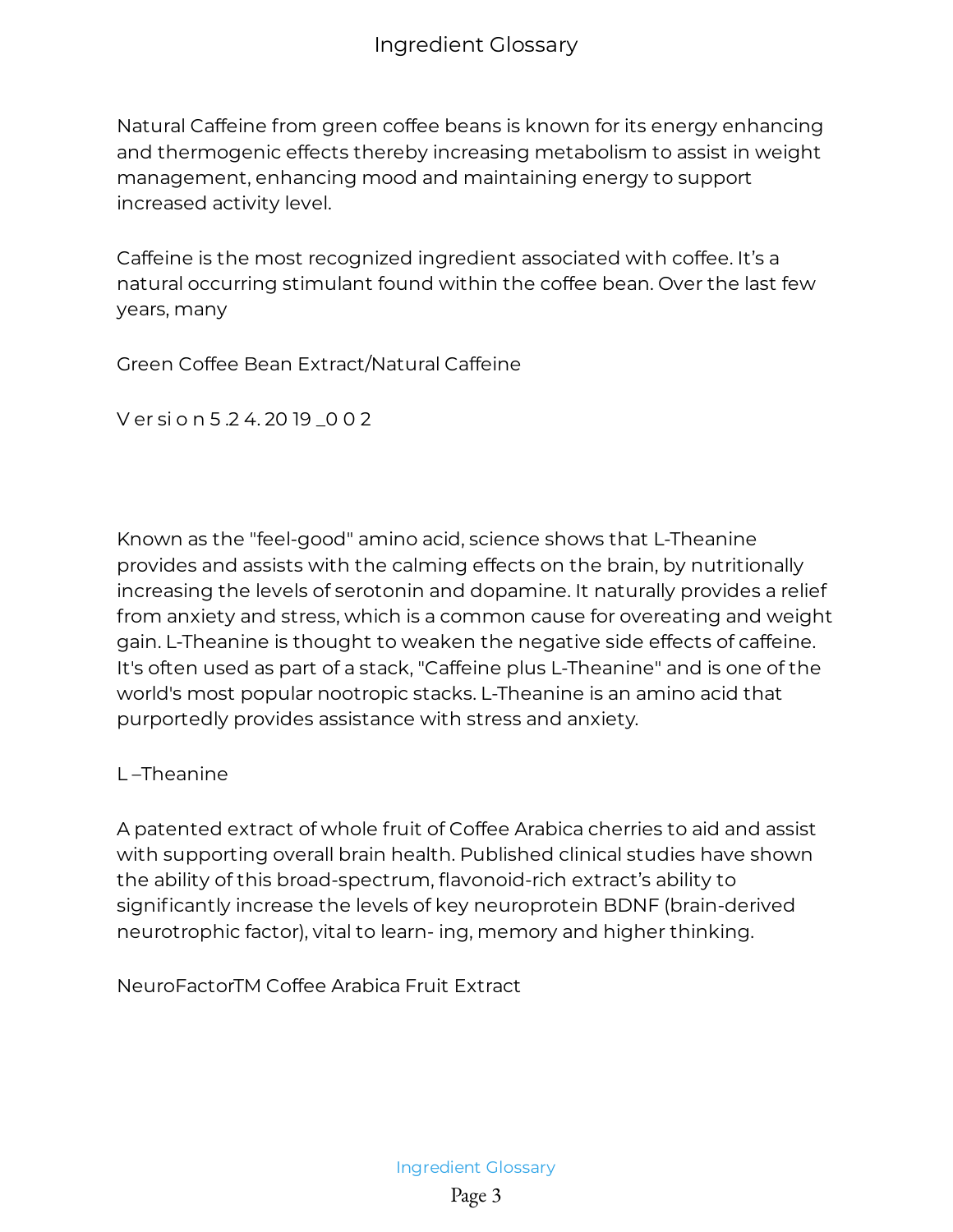Natural Caffeine from green coffee beans is known for its energy enhancing and thermogenic effects thereby increasing metabolism to assist in weight management, enhancing mood and maintaining energy to support increased activity level.

Caffeine is the most recognized ingredient associated with coffee. It's a natural occurring stimulant found within the coffee bean. Over the last few years, many

Green Coffee Bean Extract/Natural Caffeine

V er si o n 5 .2 4. 20 19 _0 0 2

Known as the "feel-good" amino acid, science shows that L-Theanine provides and assists with the calming effects on the brain, by nutritionally increasing the levels of serotonin and dopamine. It naturally provides a relief from anxiety and stress, which is a common cause for overeating and weight gain. L-Theanine is thought to weaken the negative side effects of caffeine. It's often used as part of a stack, "Caffeine plus L-Theanine" and is one of the world's most popular nootropic stacks. L-Theanine is an amino acid that purportedly provides assistance with stress and anxiety.

L –Theanine

A patented extract of whole fruit of Coffee Arabica cherries to aid and assist with supporting overall brain health. Published clinical studies have shown the ability of this broad-spectrum, flavonoid-rich extract's ability to significantly increase the levels of key neuroprotein BDNF (brain-derived neurotrophic factor), vital to learn- ing, memory and higher thinking.

NeuroFactorTM Coffee Arabica Fruit Extract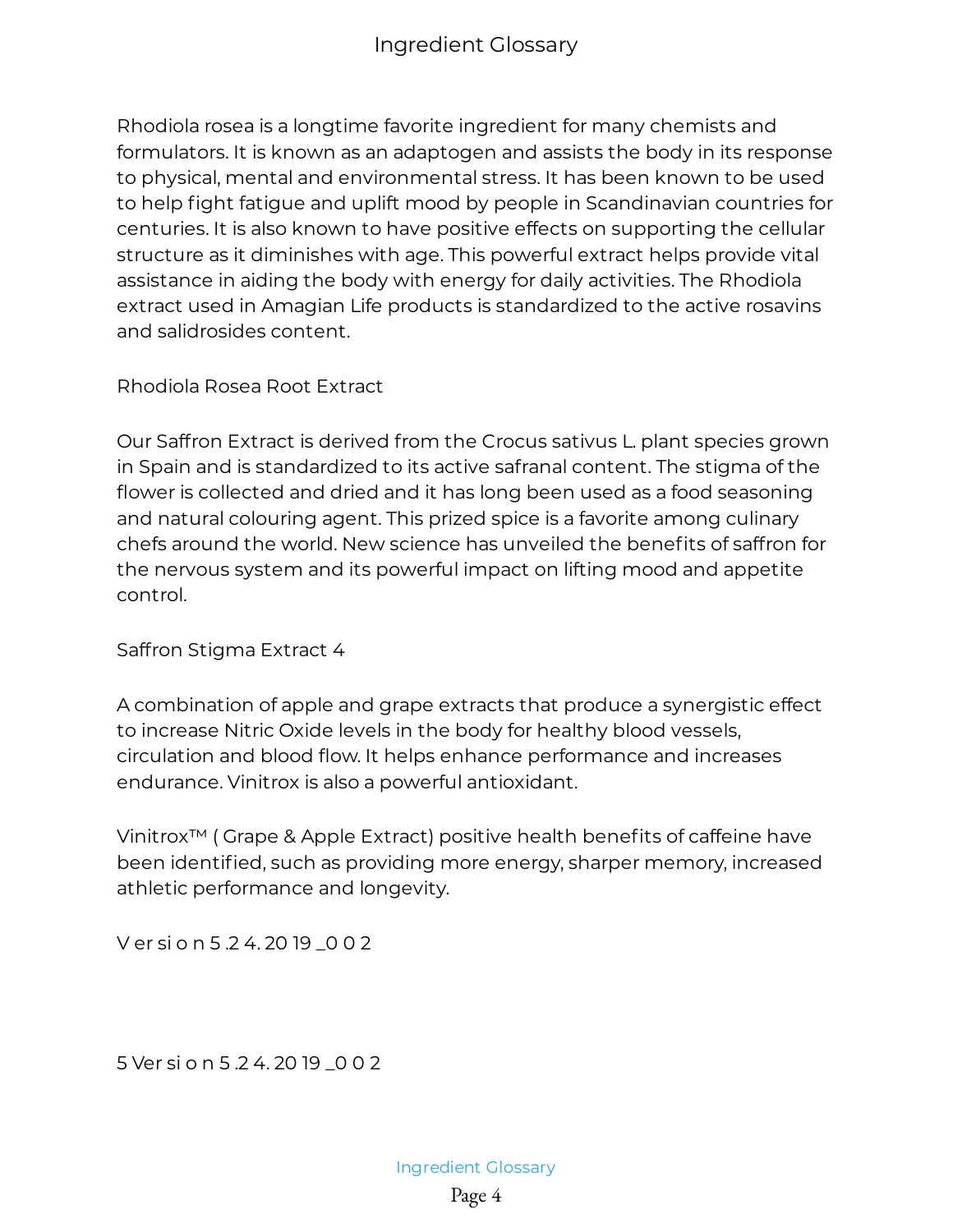Rhodiola rosea is a longtime favorite ingredient for many chemists and formulators. It is known as an adaptogen and assists the body in its response to physical, mental and environmental stress. It has been known to be used to help fight fatigue and uplift mood by people in Scandinavian countries for centuries. It is also known to have positive effects on supporting the cellular structure as it diminishes with age. This powerful extract helps provide vital assistance in aiding the body with energy for daily activities. The Rhodiola extract used in Amagian Life products is standardized to the active rosavins and salidrosides content.

Rhodiola Rosea Root Extract

Our Saffron Extract is derived from the Crocus sativus L. plant species grown in Spain and is standardized to its active safranal content. The stigma of the flower is collected and dried and it has long been used as a food seasoning and natural colouring agent. This prized spice is a favorite among culinary chefs around the world. New science has unveiled the benefits of saffron for the nervous system and its powerful impact on lifting mood and appetite control.

Saffron Stigma Extract 4

A combination of apple and grape extracts that produce a synergistic effect to increase Nitric Oxide levels in the body for healthy blood vessels, circulation and blood flow. It helps enhance performance and increases endurance. Vinitrox is also a powerful antioxidant.

Vinitrox™ ( Grape & Apple Extract) positive health benefits of caffeine have been identified, such as providing more energy, sharper memory, increased athletic performance and longevity.

V er si o n 5 .2 4. 20 19 _0 0 2

5 Ver si o n 5 .2 4. 20 19 _0 0 2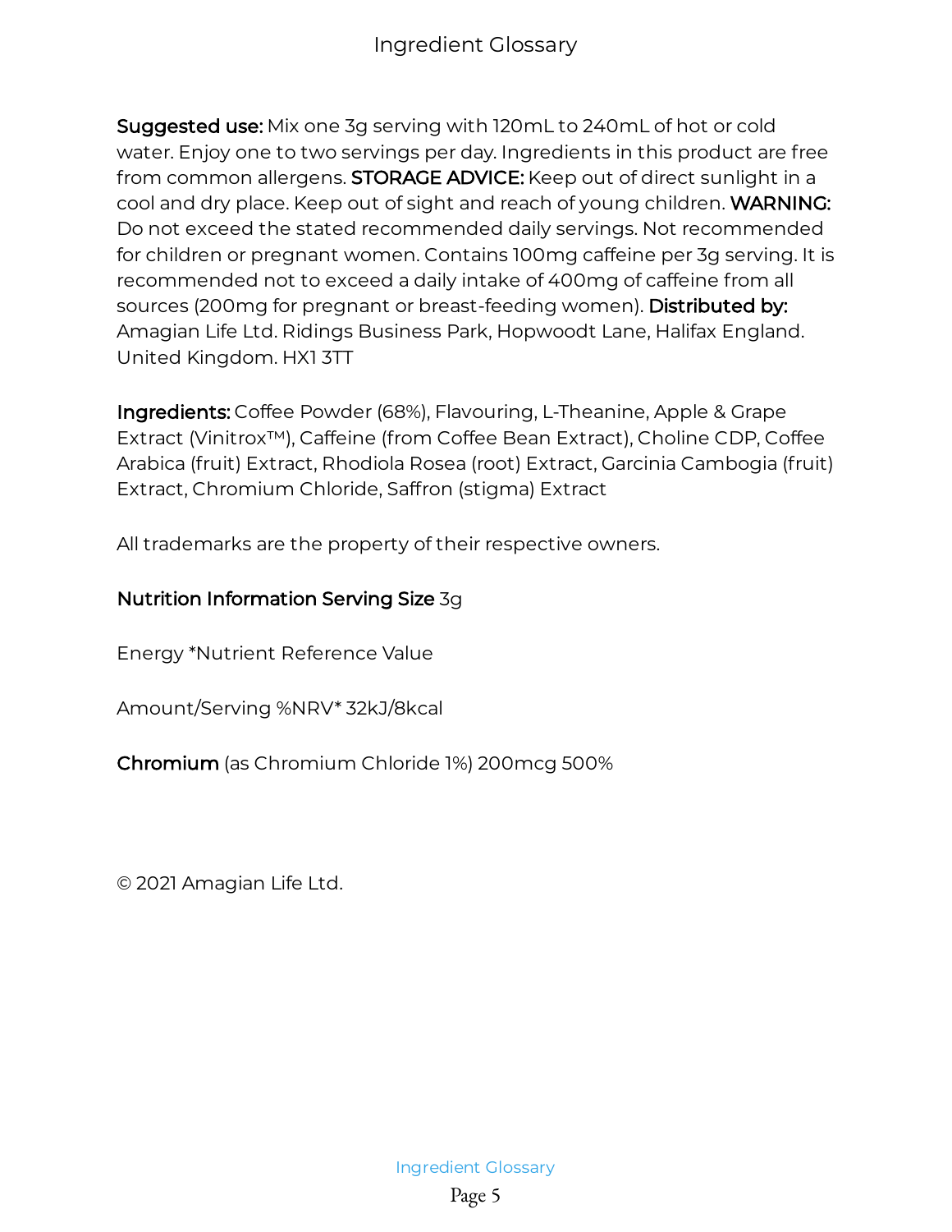**Suggested use:** Mix one 3g serving with 120mL to 240mL of hot or cold water. Enjoy one to two servings per day. Ingredients in this product are free from common allergens. **STORAGE ADVICE:** Keep out of direct sunlight in a cool and dry place. Keep out of sight and reach of young children. **WARNING:** Do not exceed the stated recommended daily servings. Not recommended for children or pregnant women. Contains 100mg caffeine per 3g serving. It is recommended not to exceed a daily intake of 400mg of caffeine from all sources (200mg for pregnant or breast-feeding women). **Distributed by:** Amagian Life Ltd. Ridings Business Park, Hopwoodt Lane, Halifax England. United Kingdom. HX1 3TT

**Ingredients:** Coffee Powder (68%), Flavouring, L-Theanine, Apple & Grape Extract (Vinitrox™), Caffeine (from Coffee Bean Extract), Choline CDP, Coffee Arabica (fruit) Extract, Rhodiola Rosea (root) Extract, Garcinia Cambogia (fruit) Extract, Chromium Chloride, Saffron (stigma) Extract

All trademarks are the property of their respective owners.

**Nutrition Information Serving Size** 3g

Energy *Nutrient Reference Value

Amount/Serving %NRV* 32kJ/8kcal

**Chromium** (as Chromium Chloride 1%) 200mcg 500%

© 2021 Amagian Life Ltd.